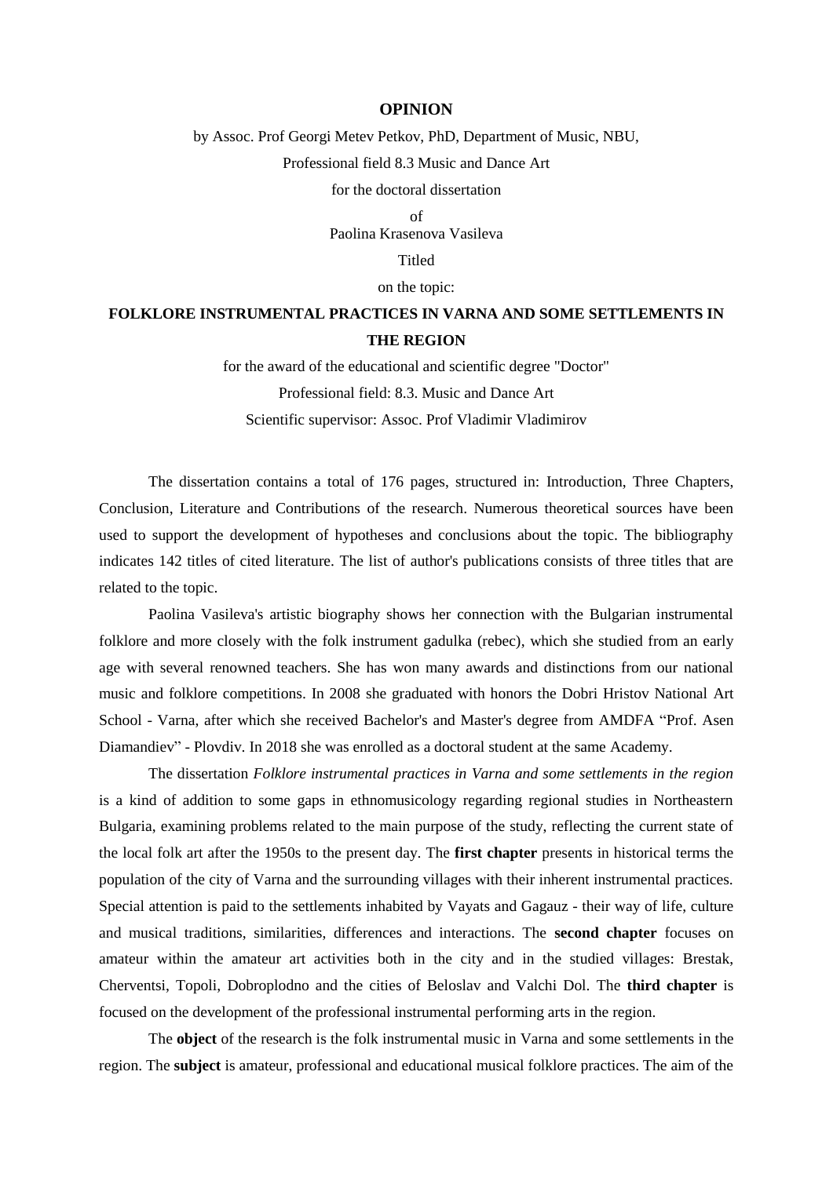# OPINION

by Assoc. Prof Georgi Metev Petkov, PhD, Department of Music, NBU,

Professional field 8.3 Music and Dance Art

for the doctoral dissertation

of

Paolina Krasenova Vasileva

Titled

on the topic:

## FOLKLORE INSTRUMENTAL PRACTICES IN VARNA AND SOME SETTLEMENTS IN THE REGION

for the award of the educational and scientific degree "Doctor"

Professional field: 8.3. Music and Dance Art

Scientific supervisor: Assoc. Prof Vladimir Vladimirov

The dissertation contains a total of 176 pages, structured in: Introduction, Three Chapters, Conclusion, Literature and Contributions of the research. Numerous theoretical sources have been used to support the development of hypotheses and conclusions about the topic. The bibliography indicates 142 titles of cited literature. The list of author's publications consists of three titles that are related to the topic.

Paolina Vasileva's artistic biography shows her connection with the Bulgarian instrumental folklore and more closely with the folk instrument gadulka (rebec), which she studied from an early age with several renowned teachers. She has won many awards and distinctions from our national music and folklore competitions. In 2008 she graduated with honors the Dobri Hristov National Art School - Varna, after which she received Bachelor's and Master's degree from AMDFA "Prof. Asen Diamandiev" - Plovdiv. In 2018 she was enrolled as a doctoral student at the same Academy.

The dissertation *Folklore instrumental practices in Varna and some settlements in the region* is a kind of addition to some gaps in ethnomusicology regarding regional studies in Northeastern Bulgaria, examining problems related to the main purpose of the study, reflecting the current state of the local folk art after the 1950s to the present day. The **first chapter** presents in historical terms the population of the city of Varna and the surrounding villages with their inherent instrumental practices. Special attention is paid to the settlements inhabited by Vayats and Gagauz - their way of life, culture and musical traditions, similarities, differences and interactions. The **second chapter** focuses on amateur within the amateur art activities both in the city and in the studied villages: Brestak, Cherventsi, Topoli, Dobroplodno and the cities of Beloslav and Valchi Dol. The **third chapter** is focused on the development of the professional instrumental performing arts in the region.

The **object** of the research is the folk instrumental music in Varna and some settlements in the region. The **subject** is amateur, professional and educational musical folklore practices. The aim of the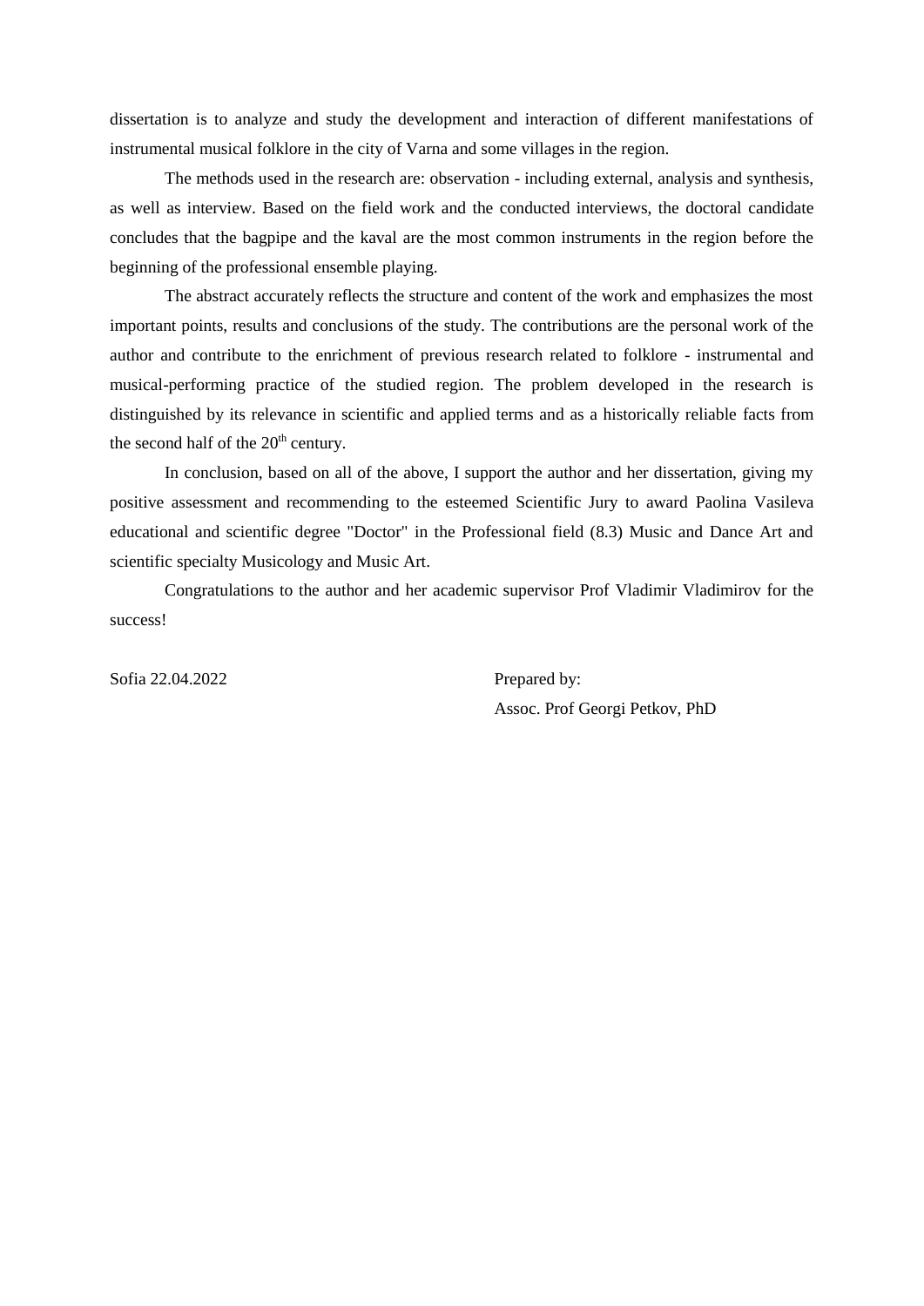dissertation is to analyze and study the development and interaction of different manifestations of instrumental musical folklore in the city of Varna and some villages in the region.

The methods used in the research are: observation - including external, analysis and synthesis, as well as interview. Based on the field work and the conducted interviews, the doctoral candidate concludes that the bagpipe and the kaval are the most common instruments in the region before the beginning of the professional ensemble playing.

The abstract accurately reflects the structure and content of the work and emphasizes the most important points, results and conclusions of the study. The contributions are the personal work of the author and contribute to the enrichment of previous research related to folklore - instrumental and musical-performing practice of the studied region. The problem developed in the research is distinguished by its relevance in scientific and applied terms and as a historically reliable facts from the second half of the 20$^{th}$ century.

In conclusion, based on all of the above, I support the author and her dissertation, giving my positive assessment and recommending to the esteemed Scientific Jury to award Paolina Vasileva educational and scientific degree "Doctor" in the Professional field (8.3) Music and Dance Art and scientific specialty Musicology and Music Art.

Congratulations to the author and her academic supervisor Prof Vladimir Vladimirov for the success!

Sofia 22.04.2022

Prepared by:

Assoc. Prof Georgi Petkov, PhD